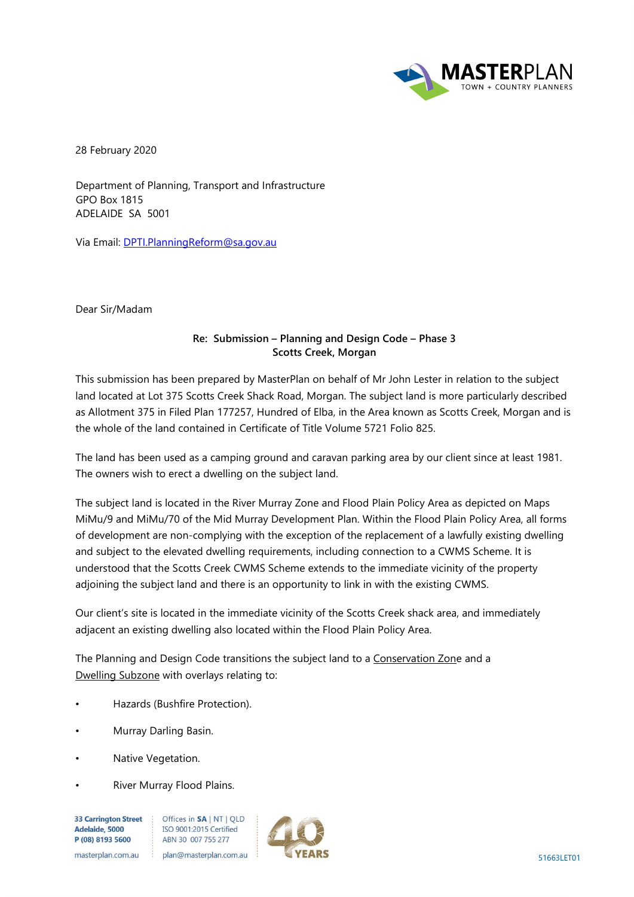28 February 2020

Department of Planning, Transport and Infrastructure
GPO Box 1815
ADELAIDE SA 5001

Via Email: DPTI.PlanningReform@sa.gov.au

Dear Sir/Madam

**Re: Submission – Planning and Design Code – Phase 3**
**Scotts Creek, Morgan**

This submission has been prepared by MasterPlan on behalf of Mr John Lester in relation to the subject land located at Lot 375 Scotts Creek Shack Road, Morgan. The subject land is more particularly described as Allotment 375 in Filed Plan 177257, Hundred of Elba, in the Area known as Scotts Creek, Morgan and is the whole of the land contained in Certificate of Title Volume 5721 Folio 825.

The land has been used as a camping ground and caravan parking area by our client since at least 1981. The owners wish to erect a dwelling on the subject land.

The subject land is located in the River Murray Zone and Flood Plain Policy Area as depicted on Maps MiMu/9 and MiMu/70 of the Mid Murray Development Plan. Within the Flood Plain Policy Area, all forms of development are non-complying with the exception of the replacement of a lawfully existing dwelling and subject to the elevated dwelling requirements, including connection to a CWMS Scheme. It is understood that the Scotts Creek CWMS Scheme extends to the immediate vicinity of the property adjoining the subject land and there is an opportunity to link in with the existing CWMS.

Our client's site is located in the immediate vicinity of the Scotts Creek shack area, and immediately adjacent an existing dwelling also located within the Flood Plain Policy Area.

The Planning and Design Code transitions the subject land to a Conservation Zone and a Dwelling Subzone with overlays relating to:

- Hazards (Bushfire Protection).
- Murray Darling Basin.
- Native Vegetation.
- River Murray Flood Plains.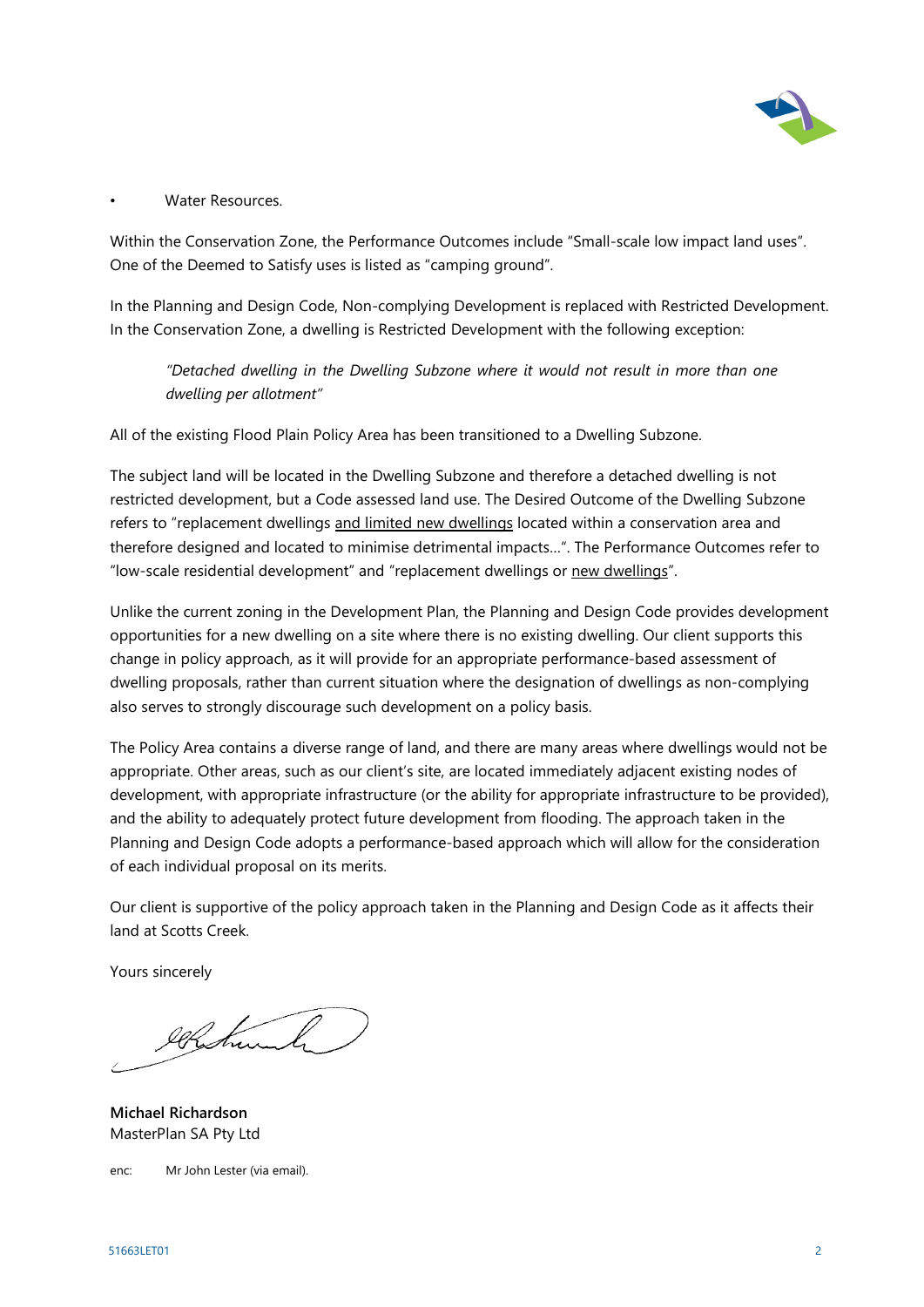- Water Resources.

Within the Conservation Zone, the Performance Outcomes include "Small-scale low impact land uses". One of the Deemed to Satisfy uses is listed as "camping ground".

In the Planning and Design Code, Non-complying Development is replaced with Restricted Development. In the Conservation Zone, a dwelling is Restricted Development with the following exception:

> *"Detached dwelling in the Dwelling Subzone where it would not result in more than one dwelling per allotment"*

All of the existing Flood Plain Policy Area has been transitioned to a Dwelling Subzone.

The subject land will be located in the Dwelling Subzone and therefore a detached dwelling is not restricted development, but a Code assessed land use. The Desired Outcome of the Dwelling Subzone refers to "replacement dwellings <u>and limited new dwellings</u> located within a conservation area and therefore designed and located to minimise detrimental impacts…". The Performance Outcomes refer to "low-scale residential development" and "replacement dwellings or <u>new dwellings</u>".

Unlike the current zoning in the Development Plan, the Planning and Design Code provides development opportunities for a new dwelling on a site where there is no existing dwelling. Our client supports this change in policy approach, as it will provide for an appropriate performance-based assessment of dwelling proposals, rather than current situation where the designation of dwellings as non-complying also serves to strongly discourage such development on a policy basis.

The Policy Area contains a diverse range of land, and there are many areas where dwellings would not be appropriate. Other areas, such as our client's site, are located immediately adjacent existing nodes of development, with appropriate infrastructure (or the ability for appropriate infrastructure to be provided), and the ability to adequately protect future development from flooding. The approach taken in the Planning and Design Code adopts a performance-based approach which will allow for the consideration of each individual proposal on its merits.

Our client is supportive of the policy approach taken in the Planning and Design Code as it affects their land at Scotts Creek.

Yours sincerely

**Michael Richardson**
MasterPlan SA Pty Ltd

enc: Mr John Lester (via email).